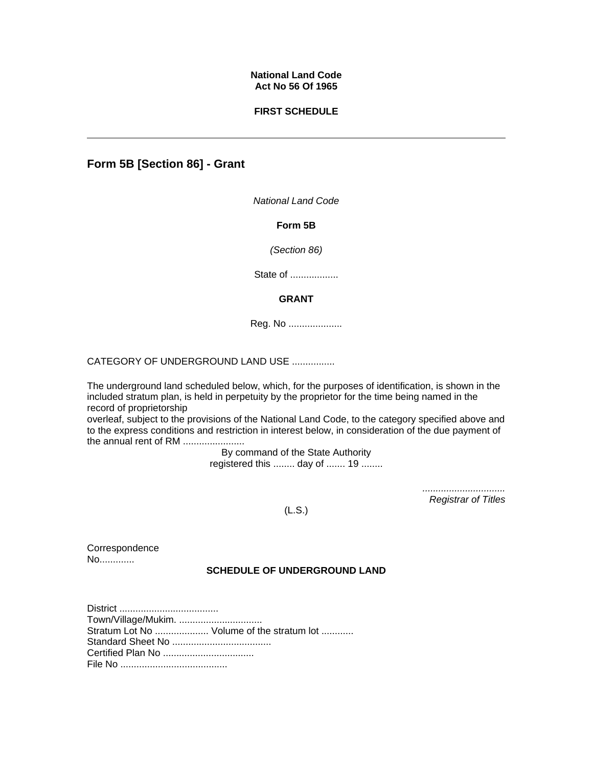**National Land Code**
**Act No 56 Of 1965**

**FIRST SCHEDULE**

---

## Form 5B [Section 86] - Grant

*National Land Code*

**Form 5B**

*(Section 86)*

State of ..................

**GRANT**

Reg. No ....................

CATEGORY OF UNDERGROUND LAND USE ................

The underground land scheduled below, which, for the purposes of identification, is shown in the included stratum plan, is held in perpetuity by the proprietor for the time being named in the record of proprietorship
overleaf, subject to the provisions of the National Land Code, to the category specified above and to the express conditions and restriction in interest below, in consideration of the due payment of the annual rent of RM .......................

By command of the State Authority
registered this ........ day of ....... 19 ........

*..............................*
*Registrar of Titles*

(L.S.)

Correspondence
No.............

**SCHEDULE OF UNDERGROUND LAND**

District .....................................
Town/Village/Mukim. ...............................
Stratum Lot No .................... Volume of the stratum lot ............
Standard Sheet No .....................................
Certified Plan No ..................................
File No ........................................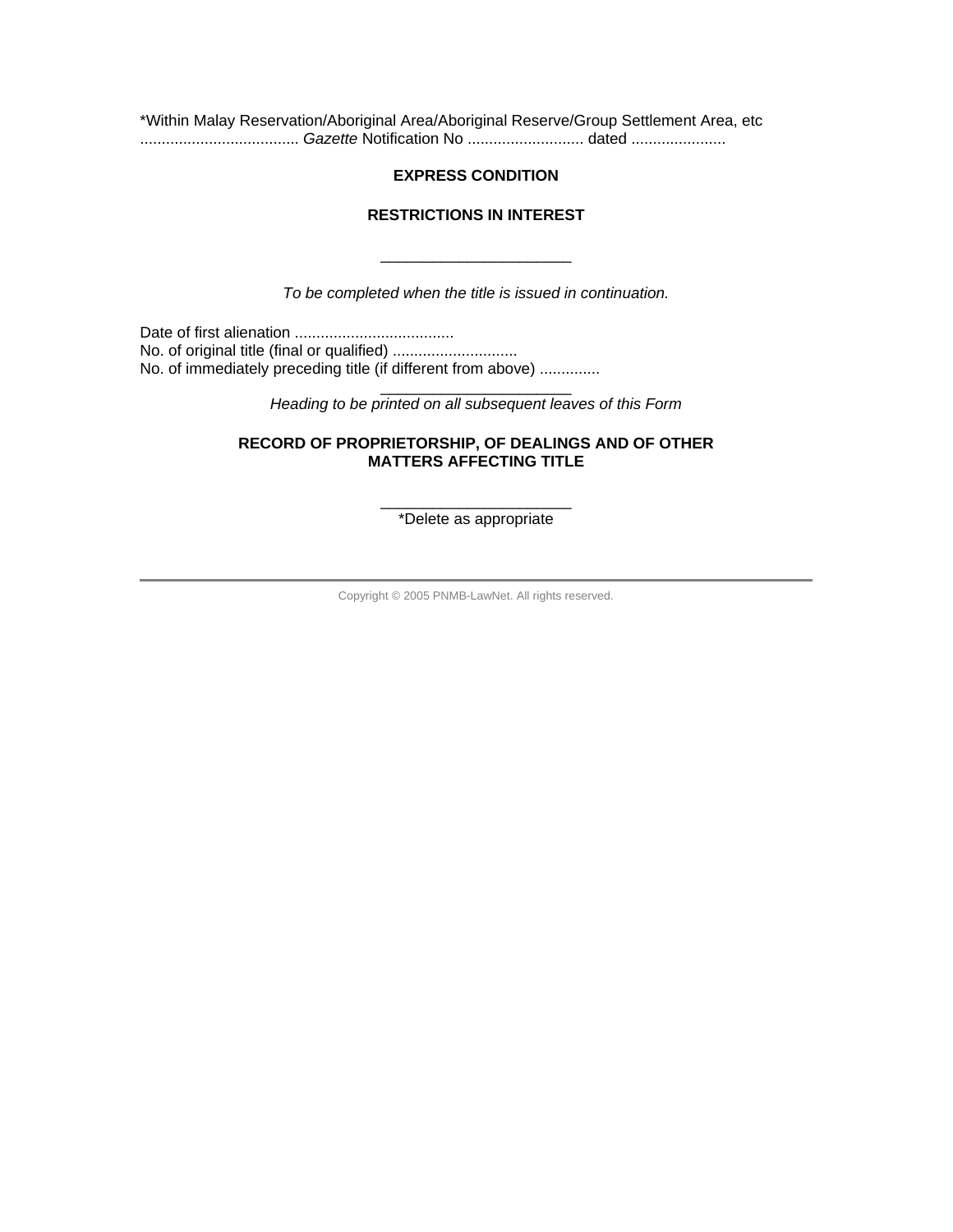*Within Malay Reservation/Aboriginal Area/Aboriginal Reserve/Group Settlement Area, etc
..................................... *Gazette* Notification No ........................... dated ......................

**EXPRESS CONDITION**

**RESTRICTIONS IN INTEREST**

______________________

*To be completed when the title is issued in continuation.*

Date of first alienation .....................................
No. of original title (final or qualified) .............................
No. of immediately preceding title (if different from above) ..............

______________________

*Heading to be printed on all subsequent leaves of this Form*

**RECORD OF PROPRIETORSHIP, OF DEALINGS AND OF OTHER MATTERS AFFECTING TITLE**

______________________

*Delete as appropriate

Copyright © 2005 PNMB-LawNet. All rights reserved.